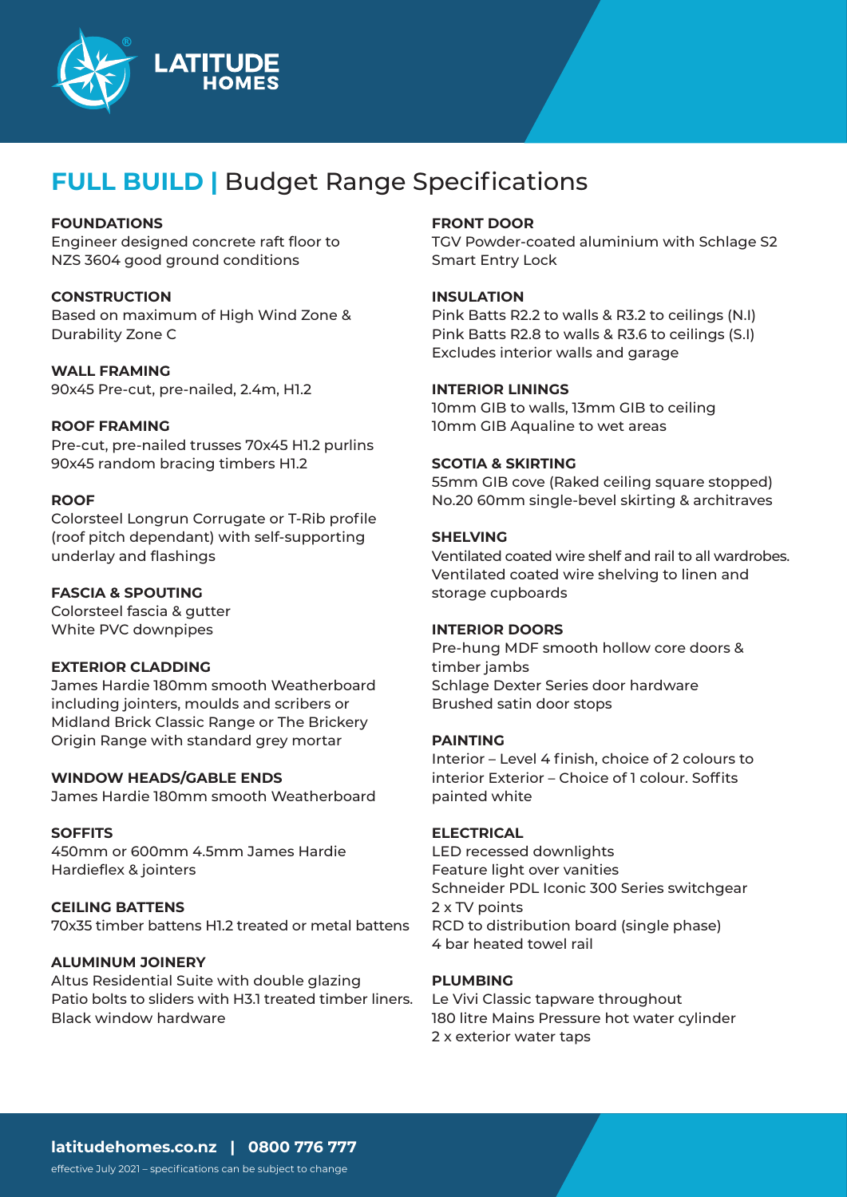# FULL BUILD | Budget Range Specifications

**FOUNDATIONS**
Engineer designed concrete raft floor to NZS 3604 good ground conditions

**CONSTRUCTION**
Based on maximum of High Wind Zone & Durability Zone C

**WALL FRAMING**
90x45 Pre-cut, pre-nailed, 2.4m, H1.2

**ROOF FRAMING**
Pre-cut, pre-nailed trusses 70x45 H1.2 purlins
90x45 random bracing timbers H1.2

**ROOF**
Colorsteel Longrun Corrugate or T-Rib profile (roof pitch dependant) with self-supporting underlay and flashings

**FASCIA & SPOUTING**
Colorsteel fascia & gutter
White PVC downpipes

**EXTERIOR CLADDING**
James Hardie 180mm smooth Weatherboard including jointers, moulds and scribers or Midland Brick Classic Range or The Brickery Origin Range with standard grey mortar

**WINDOW HEADS/GABLE ENDS**
James Hardie 180mm smooth Weatherboard

**SOFFITS**
450mm or 600mm 4.5mm James Hardie Hardieflex & jointers

**CEILING BATTENS**
70x35 timber battens H1.2 treated or metal battens

**ALUMINUM JOINERY**
Altus Residential Suite with double glazing
Patio bolts to sliders with H3.1 treated timber liners.
Black window hardware

**FRONT DOOR**
TGV Powder-coated aluminium with Schlage S2 Smart Entry Lock

**INSULATION**
Pink Batts R2.2 to walls & R3.2 to ceilings (N.I)
Pink Batts R2.8 to walls & R3.6 to ceilings (S.I)
Excludes interior walls and garage

**INTERIOR LININGS**
10mm GIB to walls, 13mm GIB to ceiling
10mm GIB Aqualine to wet areas

**SCOTIA & SKIRTING**
55mm GIB cove (Raked ceiling square stopped)
No.20 60mm single-bevel skirting & architraves

**SHELVING**
Ventilated coated wire shelf and rail to all wardrobes.
Ventilated coated wire shelving to linen and storage cupboards

**INTERIOR DOORS**
Pre-hung MDF smooth hollow core doors & timber jambs
Schlage Dexter Series door hardware
Brushed satin door stops

**PAINTING**
Interior – Level 4 finish, choice of 2 colours to interior Exterior – Choice of 1 colour. Soffits painted white

**ELECTRICAL**
LED recessed downlights
Feature light over vanities
Schneider PDL Iconic 300 Series switchgear
2 x TV points
RCD to distribution board (single phase)
4 bar heated towel rail

**PLUMBING**
Le Vivi Classic tapware throughout
180 litre Mains Pressure hot water cylinder
2 x exterior water taps

**latitudehomes.co.nz | 0800 776 777**

effective July 2021 – specifications can be subject to change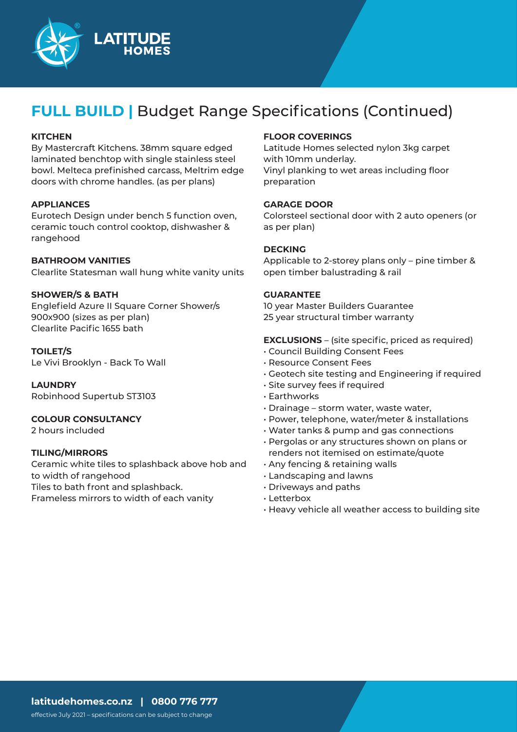# **FULL BUILD |** Budget Range Specifications (Continued)

**KITCHEN**
By Mastercraft Kitchens. 38mm square edged laminated benchtop with single stainless steel bowl. Melteca prefinished carcass, Meltrim edge doors with chrome handles. (as per plans)

**APPLIANCES**
Eurotech Design under bench 5 function oven, ceramic touch control cooktop, dishwasher & rangehood

**BATHROOM VANITIES**
Clearlite Statesman wall hung white vanity units

**SHOWER/S & BATH**
Englefield Azure II Square Corner Shower/s 900x900 (sizes as per plan)
Clearlite Pacific 1655 bath

**TOILET/S**
Le Vivi Brooklyn - Back To Wall

**LAUNDRY**
Robinhood Supertub ST3103

**COLOUR CONSULTANCY**
2 hours included

**TILING/MIRRORS**
Ceramic white tiles to splashback above hob and to width of rangehood
Tiles to bath front and splashback.
Frameless mirrors to width of each vanity

**FLOOR COVERINGS**
Latitude Homes selected nylon 3kg carpet with 10mm underlay.
Vinyl planking to wet areas including floor preparation

**GARAGE DOOR**
Colorsteel sectional door with 2 auto openers (or as per plan)

**DECKING**
Applicable to 2-storey plans only – pine timber & open timber balustrading & rail

**GUARANTEE**
10 year Master Builders Guarantee
25 year structural timber warranty

**EXCLUSIONS** – (site specific, priced as required)

- Council Building Consent Fees
- Resource Consent Fees
- Geotech site testing and Engineering if required
- Site survey fees if required
- Earthworks
- Drainage – storm water, waste water,
- Power, telephone, water/meter & installations
- Water tanks & pump and gas connections
- Pergolas or any structures shown on plans or renders not itemised on estimate/quote
- Any fencing & retaining walls
- Landscaping and lawns
- Driveways and paths
- Letterbox
- Heavy vehicle all weather access to building site

**latitudehomes.co.nz | 0800 776 777**

effective July 2021 – specifications can be subject to change